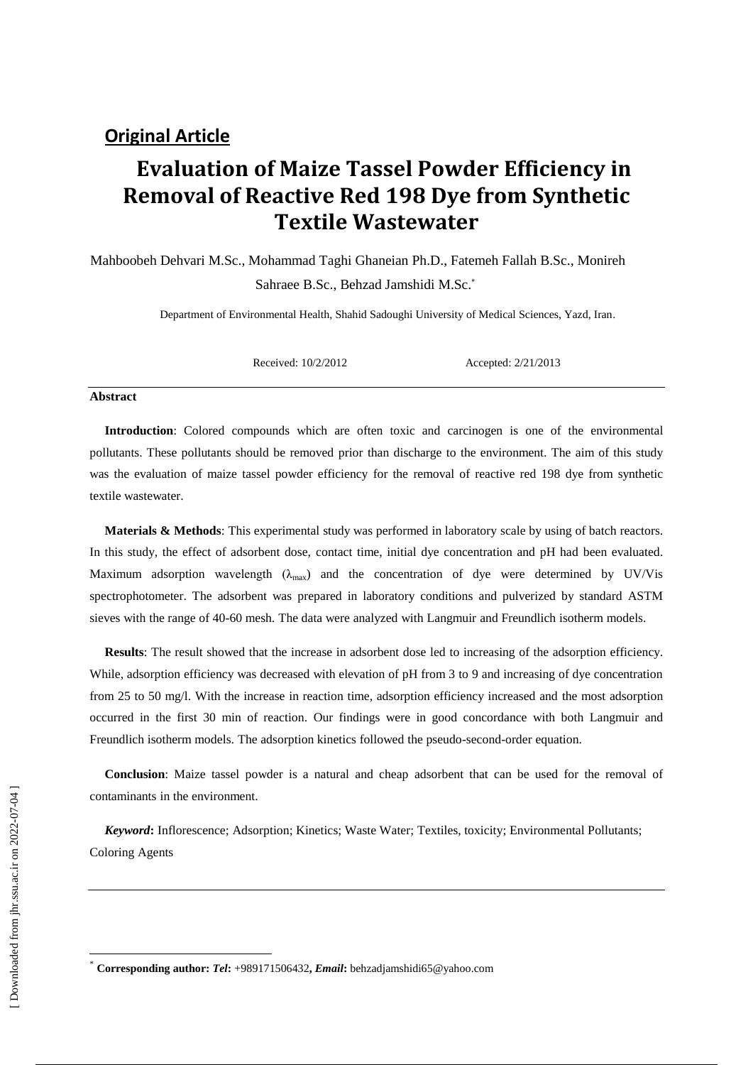**Original Article**

# Evaluation of Maize Tassel Powder Efficiency in Removal of Reactive Red 198 Dye from Synthetic Textile Wastewater

Mahboobeh Dehvari M.Sc., Mohammad Taghi Ghaneian Ph.D., Fatemeh Fallah B.Sc., Monireh Sahraee B.Sc., Behzad Jamshidi M.Sc.*

Department of Environmental Health, Shahid Sadoughi University of Medical Sciences, Yazd, Iran.

Received: 10/2/2012 Accepted: 2/21/2013

## Abstract

**Introduction**: Colored compounds which are often toxic and carcinogen is one of the environmental pollutants. These pollutants should be removed prior than discharge to the environment. The aim of this study was the evaluation of maize tassel powder efficiency for the removal of reactive red 198 dye from synthetic textile wastewater.

**Materials & Methods**: This experimental study was performed in laboratory scale by using of batch reactors. In this study, the effect of adsorbent dose, contact time, initial dye concentration and pH had been evaluated. Maximum adsorption wavelength ($\lambda_{max}$) and the concentration of dye were determined by UV/Vis spectrophotometer. The adsorbent was prepared in laboratory conditions and pulverized by standard ASTM sieves with the range of 40-60 mesh. The data were analyzed with Langmuir and Freundlich isotherm models.

**Results**: The result showed that the increase in adsorbent dose led to increasing of the adsorption efficiency. While, adsorption efficiency was decreased with elevation of pH from 3 to 9 and increasing of dye concentration from 25 to 50 mg/l. With the increase in reaction time, adsorption efficiency increased and the most adsorption occurred in the first 30 min of reaction. Our findings were in good concordance with both Langmuir and Freundlich isotherm models. The adsorption kinetics followed the pseudo-second-order equation.

**Conclusion**: Maize tassel powder is a natural and cheap adsorbent that can be used for the removal of contaminants in the environment.

***Keyword*:** Inflorescence; Adsorption; Kinetics; Waste Water; Textiles, toxicity; Environmental Pollutants; Coloring Agents

---

* **Corresponding author:** ***Tel*:** +989171506432, ***Email*:** behzadjamshidi65@yahoo.com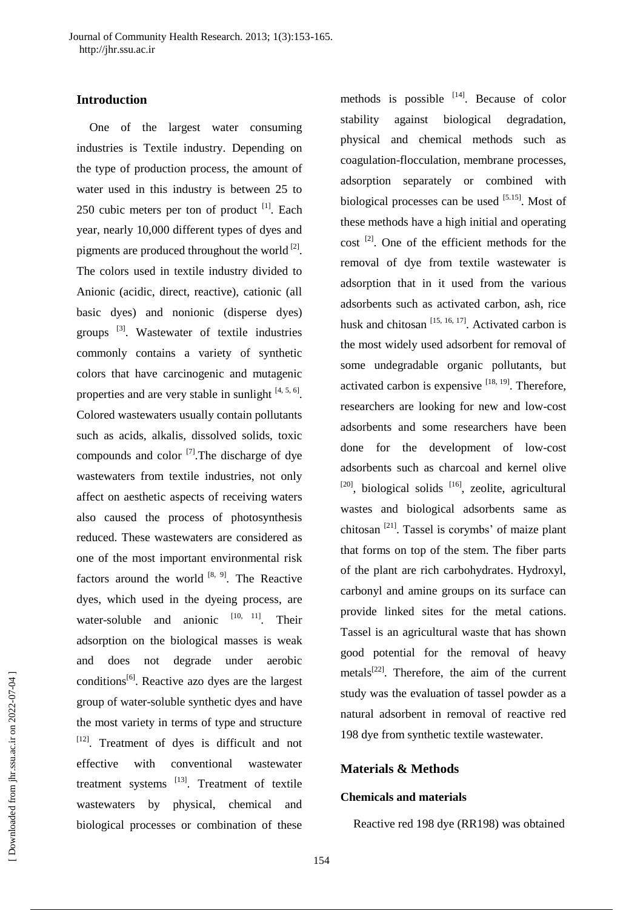## Introduction

One of the largest water consuming industries is Textile industry. Depending on the type of production process, the amount of water used in this industry is between 25 to 250 cubic meters per ton of product [1]. Each year, nearly 10,000 different types of dyes and pigments are produced throughout the world [2]. The colors used in textile industry divided to Anionic (acidic, direct, reactive), cationic (all basic dyes) and nonionic (disperse dyes) groups [3]. Wastewater of textile industries commonly contains a variety of synthetic colors that have carcinogenic and mutagenic properties and are very stable in sunlight [4, 5, 6]. Colored wastewaters usually contain pollutants such as acids, alkalis, dissolved solids, toxic compounds and color [7].The discharge of dye wastewaters from textile industries, not only affect on aesthetic aspects of receiving waters also caused the process of photosynthesis reduced. These wastewaters are considered as one of the most important environmental risk factors around the world [8, 9]. The Reactive dyes, which used in the dyeing process, are water-soluble and anionic [10, 11]. Their adsorption on the biological masses is weak and does not degrade under aerobic conditions[6]. Reactive azo dyes are the largest group of water-soluble synthetic dyes and have the most variety in terms of type and structure [12]. Treatment of dyes is difficult and not effective with conventional wastewater treatment systems [13]. Treatment of textile wastewaters by physical, chemical and biological processes or combination of these methods is possible [14]. Because of color stability against biological degradation, physical and chemical methods such as coagulation-flocculation, membrane processes, adsorption separately or combined with biological processes can be used [5.15]. Most of these methods have a high initial and operating cost [2]. One of the efficient methods for the removal of dye from textile wastewater is adsorption that in it used from the various adsorbents such as activated carbon, ash, rice husk and chitosan [15, 16, 17]. Activated carbon is the most widely used adsorbent for removal of some undegradable organic pollutants, but activated carbon is expensive [18, 19]. Therefore, researchers are looking for new and low-cost adsorbents and some researchers have been done for the development of low-cost adsorbents such as charcoal and kernel olive [20], biological solids [16], zeolite, agricultural wastes and biological adsorbents same as chitosan [21]. Tassel is corymbs' of maize plant that forms on top of the stem. The fiber parts of the plant are rich carbohydrates. Hydroxyl, carbonyl and amine groups on its surface can provide linked sites for the metal cations. Tassel is an agricultural waste that has shown good potential for the removal of heavy metals[22]. Therefore, the aim of the current study was the evaluation of tassel powder as a natural adsorbent in removal of reactive red 198 dye from synthetic textile wastewater.

## Materials & Methods

### Chemicals and materials

Reactive red 198 dye (RR198) was obtained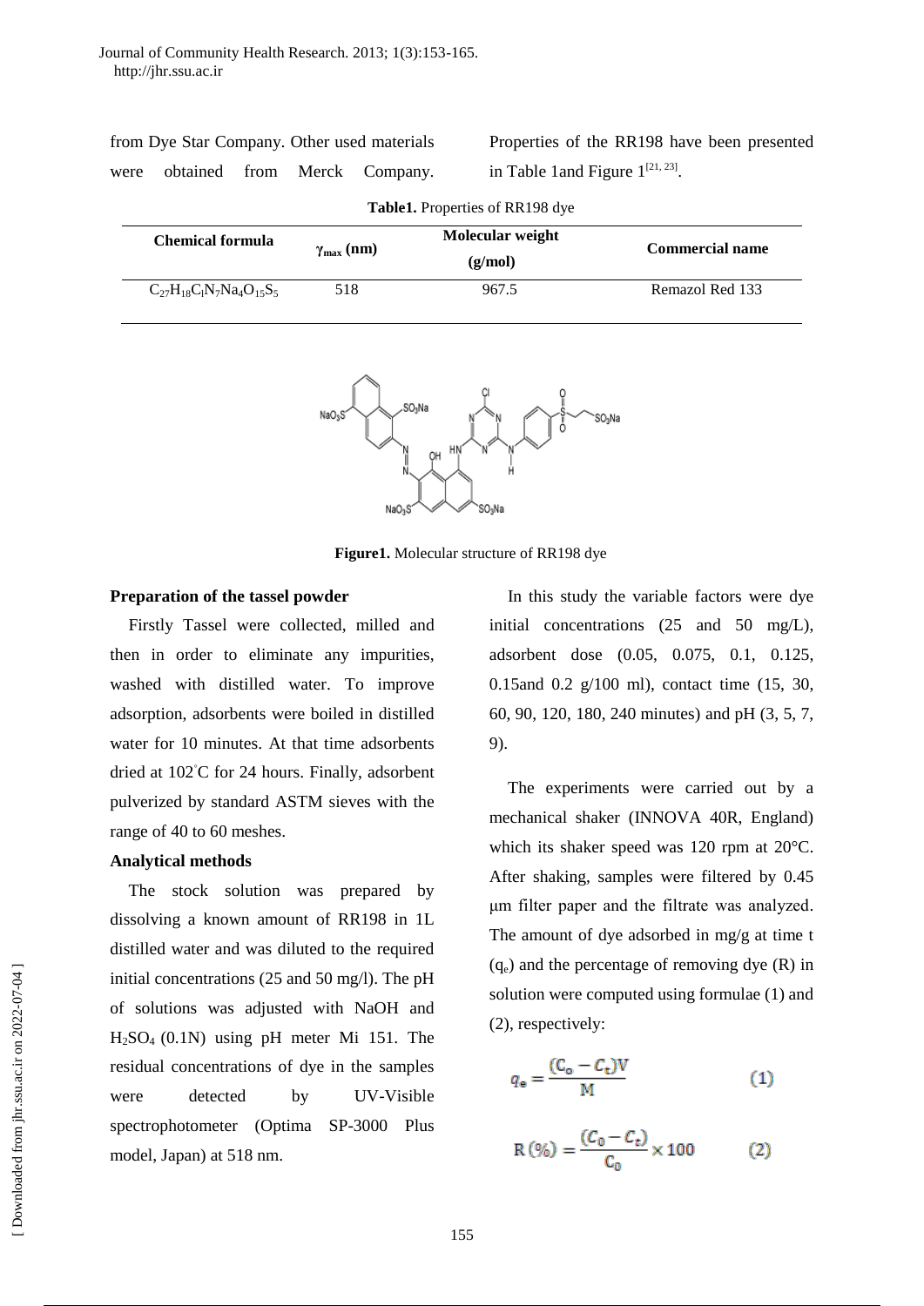from Dye Star Company. Other used materials were obtained from Merck Company. Properties of the RR198 have been presented in Table 1and Figure 1[21, 23].

**Table1.** Properties of RR198 dye

| Chemical formula | $\gamma_{max}$ (nm) | Molecular weight (g/mol) | Commercial name |
|---|---|---|---|
| $C_{27}H_{18}C_lN_7Na_4O_{15}S_5$ | 518 | 967.5 | Remazol Red 133 |

**Figure1.** Molecular structure of RR198 dye

### Preparation of the tassel powder

Firstly Tassel were collected, milled and then in order to eliminate any impurities, washed with distilled water. To improve adsorption, adsorbents were boiled in distilled water for 10 minutes. At that time adsorbents dried at 102°C for 24 hours. Finally, adsorbent pulverized by standard ASTM sieves with the range of 40 to 60 meshes.

### Analytical methods

The stock solution was prepared by dissolving a known amount of RR198 in 1L distilled water and was diluted to the required initial concentrations (25 and 50 mg/l). The pH of solutions was adjusted with NaOH and $H_2SO_4$ (0.1N) using pH meter Mi 151. The residual concentrations of dye in the samples were detected by UV-Visible spectrophotometer (Optima SP-3000 Plus model, Japan) at 518 nm.

In this study the variable factors were dye initial concentrations (25 and 50 mg/L), adsorbent dose (0.05, 0.075, 0.1, 0.125, 0.15and 0.2 g/100 ml), contact time (15, 30, 60, 90, 120, 180, 240 minutes) and pH (3, 5, 7, 9).

The experiments were carried out by a mechanical shaker (INNOVA 40R, England) which its shaker speed was 120 rpm at 20°C. After shaking, samples were filtered by 0.45 μm filter paper and the filtrate was analyzed. The amount of dye adsorbed in mg/g at time t ($q_e$) and the percentage of removing dye (R) in solution were computed using formulae (1) and (2), respectively:

$$q_e = \frac{(C_o - C_t)V}{M} \qquad (1)$$

$$R\,(\%) = \frac{(C_0 - C_t)}{C_0} \times 100 \qquad (2)$$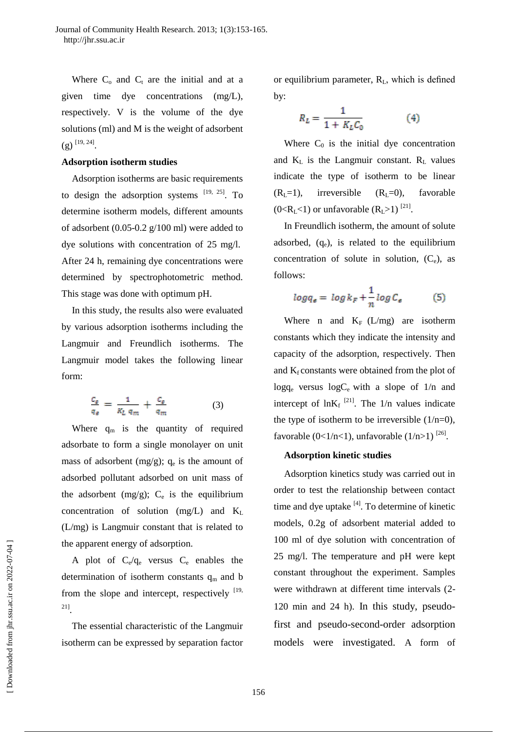Where $C_o$ and $C_t$ are the initial and at a given time dye concentrations (mg/L), respectively. V is the volume of the dye solutions (ml) and M is the weight of adsorbent (g) [19, 24].

### Adsorption isotherm studies

Adsorption isotherms are basic requirements to design the adsorption systems [19, 25]. To determine isotherm models, different amounts of adsorbent (0.05-0.2 g/100 ml) were added to dye solutions with concentration of 25 mg/l. After 24 h, remaining dye concentrations were determined by spectrophotometric method. This stage was done with optimum pH.

In this study, the results also were evaluated by various adsorption isotherms including the Langmuir and Freundlich isotherms. The Langmuir model takes the following linear form:

$$\frac{C_e}{q_e} = \frac{1}{K_L\, q_m} + \frac{C_e}{q_m} \qquad (3)$$

Where $q_m$ is the quantity of required adsorbate to form a single monolayer on unit mass of adsorbent (mg/g); $q_e$ is the amount of adsorbed pollutant adsorbed on unit mass of the adsorbent (mg/g); $C_e$ is the equilibrium concentration of solution (mg/L) and $K_L$ (L/mg) is Langmuir constant that is related to the apparent energy of adsorption.

A plot of $C_e/q_e$ versus $C_e$ enables the determination of isotherm constants $q_m$ and b from the slope and intercept, respectively [19, 21].

The essential characteristic of the Langmuir isotherm can be expressed by separation factor or equilibrium parameter, $R_L$, which is defined by:

$$R_L = \frac{1}{1 + K_L C_0} \qquad (4)$$

Where $C_0$ is the initial dye concentration and $K_L$ is the Langmuir constant. $R_L$ values indicate the type of isotherm to be linear ($R_L$=1), irreversible ($R_L$=0), favorable ($0<R_L<1$) or unfavorable ($R_L>1$) [21].

In Freundlich isotherm, the amount of solute adsorbed, ($q_e$), is related to the equilibrium concentration of solute in solution, ($C_e$), as follows:

$$\log q_e = \log k_F + \frac{1}{n} \log C_e \qquad (5)$$

Where n and $K_F$ (L/mg) are isotherm constants which they indicate the intensity and capacity of the adsorption, respectively. Then and $K_f$ constants were obtained from the plot of $\log q_e$ versus $\log C_e$ with a slope of 1/n and intercept of $\ln K_f$ [21]. The 1/n values indicate the type of isotherm to be irreversible (1/n=0), favorable (0<1/n<1), unfavorable (1/n>1) [26].

### Adsorption kinetic studies

Adsorption kinetics study was carried out in order to test the relationship between contact time and dye uptake [4]. To determine of kinetic models, 0.2g of adsorbent material added to 100 ml of dye solution with concentration of 25 mg/l. The temperature and pH were kept constant throughout the experiment. Samples were withdrawn at different time intervals (2-120 min and 24 h). In this study, pseudo-first and pseudo-second-order adsorption models were investigated. A form of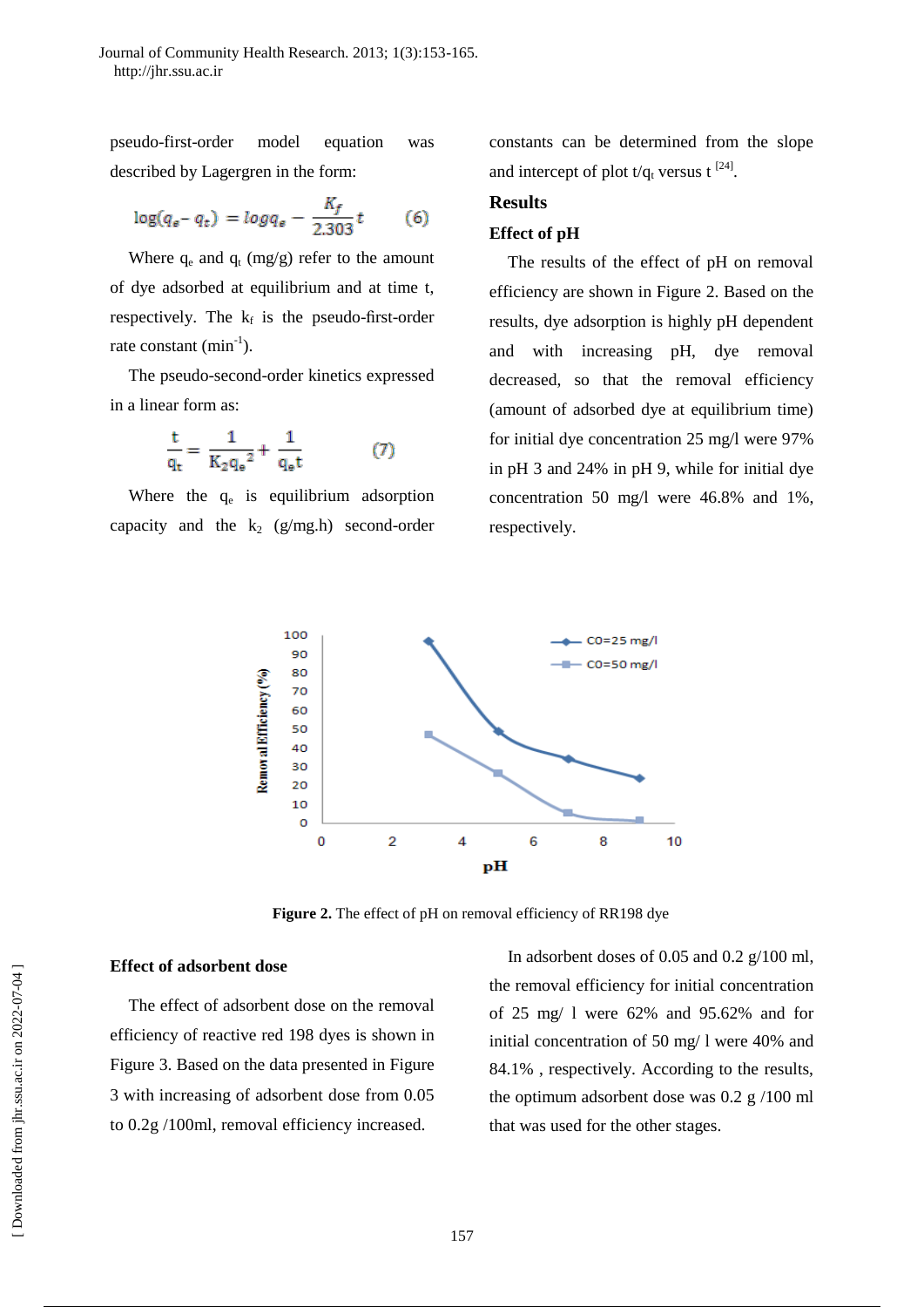pseudo-first-order model equation was described by Lagergren in the form:

$$\log(q_e - q_t) = \log q_e - \frac{K_f}{2.303} t \qquad (6)$$

Where $q_e$ and $q_t$ (mg/g) refer to the amount of dye adsorbed at equilibrium and at time t, respectively. The $k_f$ is the pseudo-first-order rate constant (min$^{-1}$).

The pseudo-second-order kinetics expressed in a linear form as:

$$\frac{t}{q_t} = \frac{1}{K_2 q_e^2} + \frac{1}{q_e t} \qquad (7)$$

Where the $q_e$ is equilibrium adsorption capacity and the $k_2$ (g/mg.h) second-order constants can be determined from the slope and intercept of plot $t/q_t$ versus t [24].

## Results

### Effect of pH

The results of the effect of pH on removal efficiency are shown in Figure 2. Based on the results, dye adsorption is highly pH dependent and with increasing pH, dye removal decreased, so that the removal efficiency (amount of adsorbed dye at equilibrium time) for initial dye concentration 25 mg/l were 97% in pH 3 and 24% in pH 9, while for initial dye concentration 50 mg/l were 46.8% and 1%, respectively.

**Figure 2.** The effect of pH on removal efficiency of RR198 dye

### Effect of adsorbent dose

The effect of adsorbent dose on the removal efficiency of reactive red 198 dyes is shown in Figure 3. Based on the data presented in Figure 3 with increasing of adsorbent dose from 0.05 to 0.2g /100ml, removal efficiency increased.

In adsorbent doses of 0.05 and 0.2 g/100 ml, the removal efficiency for initial concentration of 25 mg/ l were 62% and 95.62% and for initial concentration of 50 mg/ l were 40% and 84.1% , respectively. According to the results, the optimum adsorbent dose was 0.2 g /100 ml that was used for the other stages.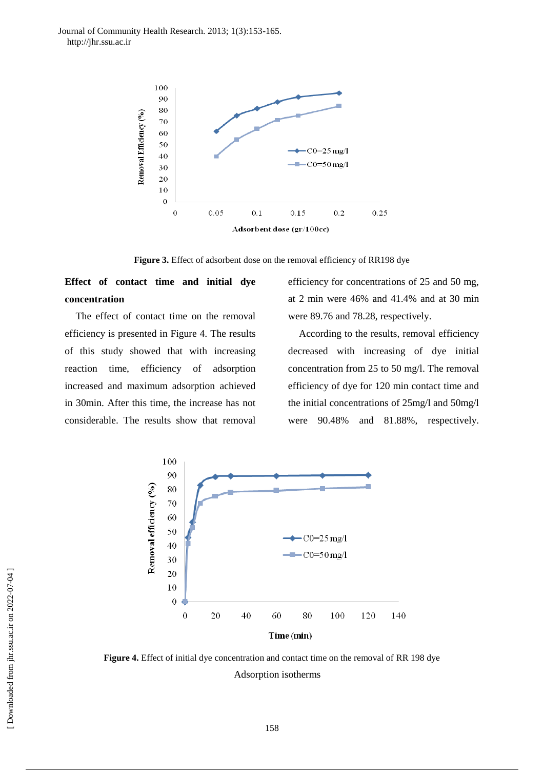Figure 3. Effect of adsorbent dose on the removal efficiency of RR198 dye

### Effect of contact time and initial dye concentration

The effect of contact time on the removal efficiency is presented in Figure 4. The results of this study showed that with increasing reaction time, efficiency of adsorption increased and maximum adsorption achieved in 30min. After this time, the increase has not considerable. The results show that removal efficiency for concentrations of 25 and 50 mg, at 2 min were 46% and 41.4% and at 30 min were 89.76 and 78.28, respectively.

According to the results, removal efficiency decreased with increasing of dye initial concentration from 25 to 50 mg/l. The removal efficiency of dye for 120 min contact time and the initial concentrations of 25mg/l and 50mg/l were 90.48% and 81.88%, respectively.

**Figure 4.** Effect of initial dye concentration and contact time on the removal of RR 198 dye

Adsorption isotherms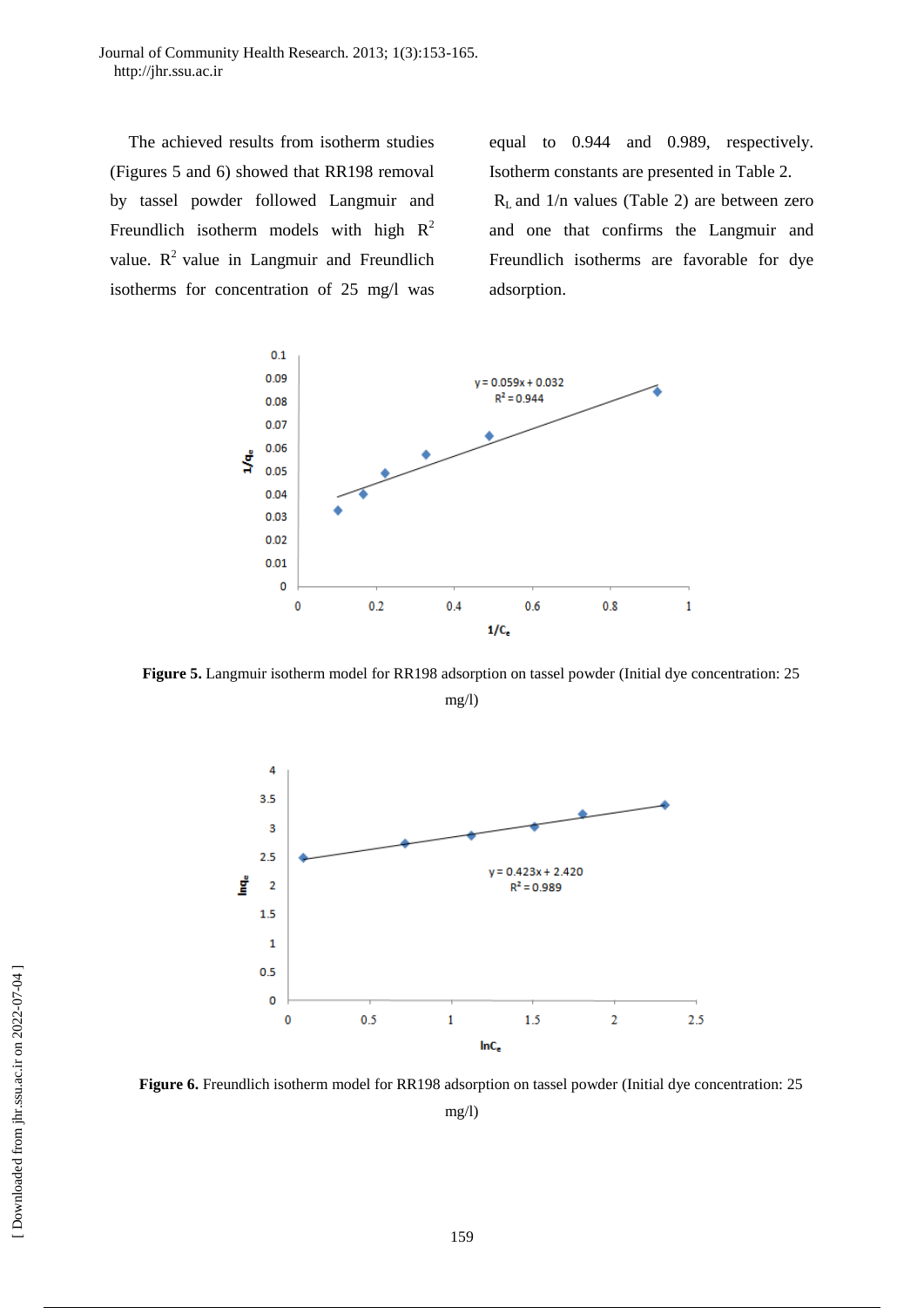The achieved results from isotherm studies (Figures 5 and 6) showed that RR198 removal by tassel powder followed Langmuir and Freundlich isotherm models with high $R^2$ value. $R^2$ value in Langmuir and Freundlich isotherms for concentration of 25 mg/l was equal to 0.944 and 0.989, respectively. Isotherm constants are presented in Table 2.

$R_L$ and 1/n values (Table 2) are between zero and one that confirms the Langmuir and Freundlich isotherms are favorable for dye adsorption.

**Figure 5.** Langmuir isotherm model for RR198 adsorption on tassel powder (Initial dye concentration: 25 mg/l)

**Figure 6.** Freundlich isotherm model for RR198 adsorption on tassel powder (Initial dye concentration: 25 mg/l)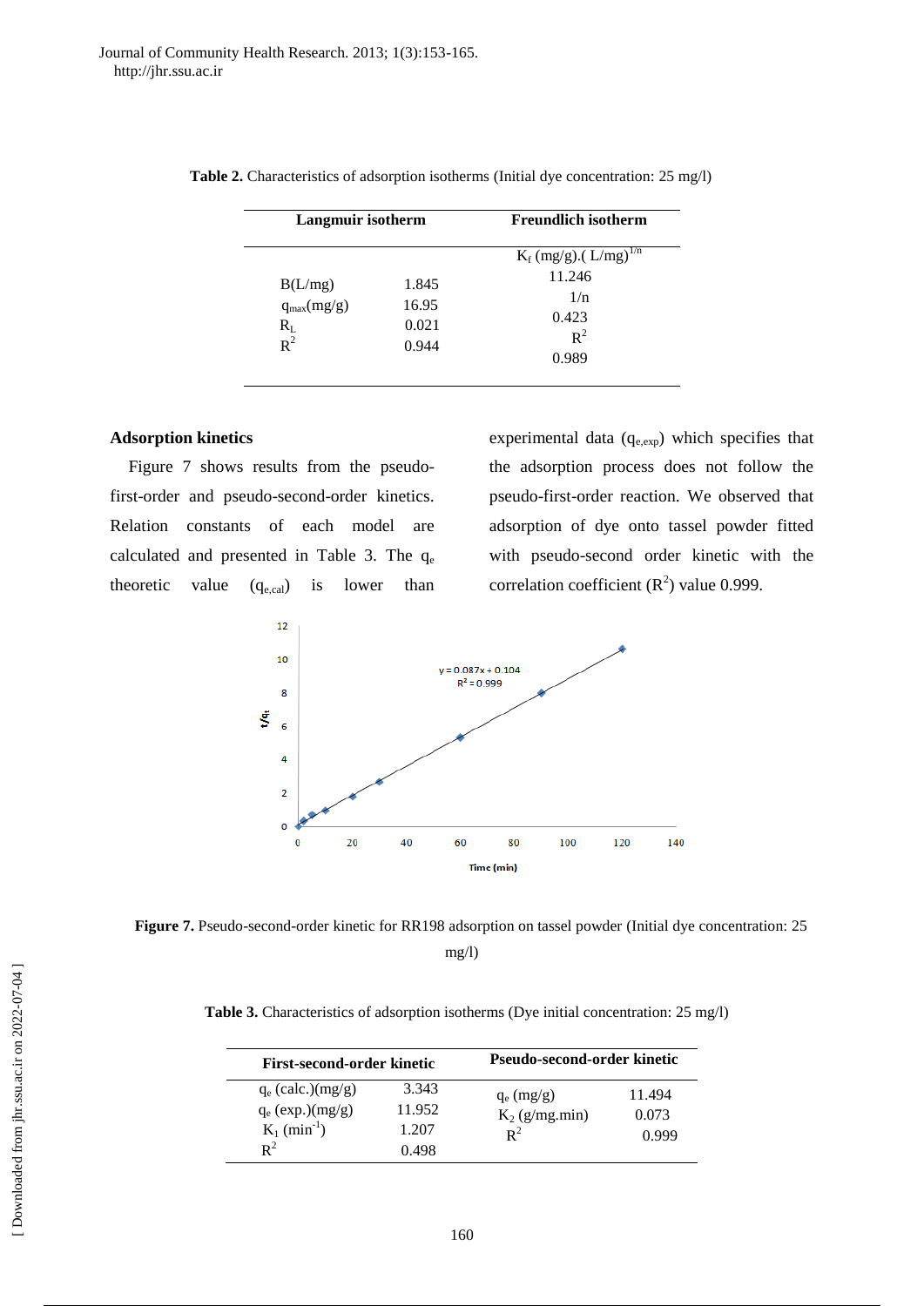**Table 2.** Characteristics of adsorption isotherms (Initial dye concentration: 25 mg/l)

| Langmuir isotherm | | Freundlich isotherm |
|---|---|---|
| | | $K_f$ (mg/g).( L/mg)$^{1/n}$ |
| B(L/mg) | 1.845 | 11.246 |
| $q_{max}$(mg/g) | 16.95 | 1/n |
| $R_L$ | 0.021 | 0.423 |
| $R^2$ | 0.944 | $R^2$ |
| | | 0.989 |

### Adsorption kinetics

Figure 7 shows results from the pseudo-first-order and pseudo-second-order kinetics. Relation constants of each model are calculated and presented in Table 3. The $q_e$ theoretic value ($q_{e,cal}$) is lower than experimental data ($q_{e,exp}$) which specifies that the adsorption process does not follow the pseudo-first-order reaction. We observed that adsorption of dye onto tassel powder fitted with pseudo-second order kinetic with the correlation coefficient ($R^2$) value 0.999.

**Figure 7.** Pseudo-second-order kinetic for RR198 adsorption on tassel powder (Initial dye concentration: 25 mg/l)

**Table 3.** Characteristics of adsorption isotherms (Dye initial concentration: 25 mg/l)

| First-second-order kinetic | | Pseudo-second-order kinetic | |
|---|---|---|---|
| $q_e$ (calc.)(mg/g) | 3.343 | $q_e$ (mg/g) | 11.494 |
| $q_e$ (exp.)(mg/g) | 11.952 | $K_2$ (g/mg.min) | 0.073 |
| $K_1$ (min$^{-1}$) | 1.207 | $R^2$ | 0.999 |
| $R^2$ | 0.498 | | |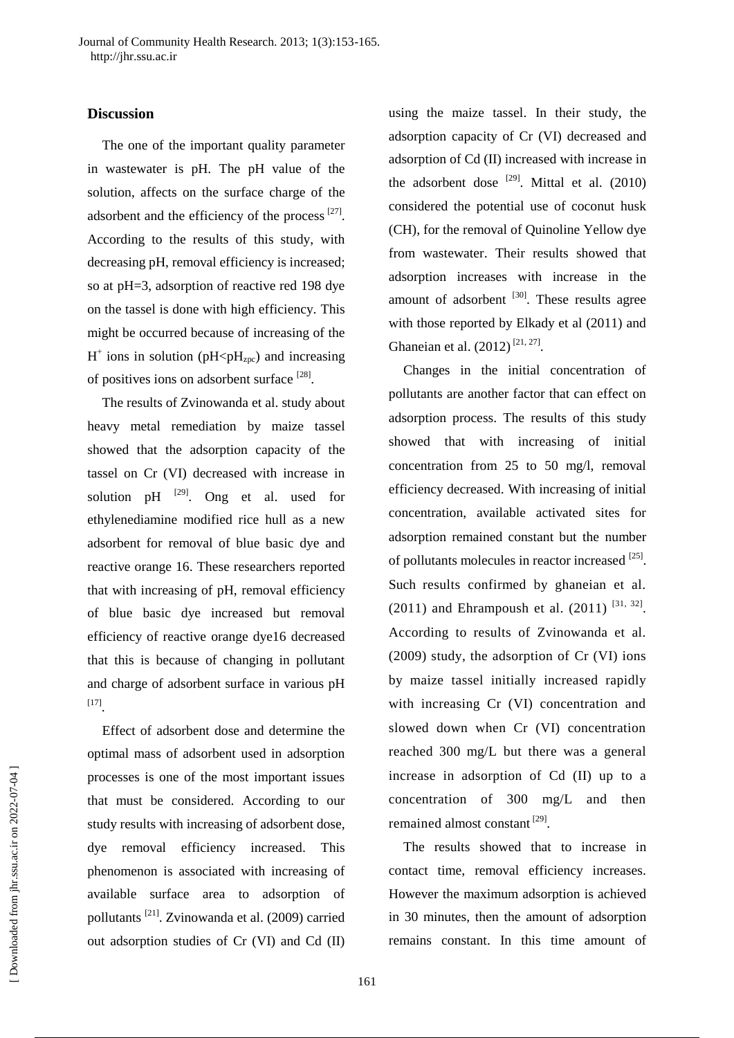## Discussion

The one of the important quality parameter in wastewater is pH. The pH value of the solution, affects on the surface charge of the adsorbent and the efficiency of the process [27]. According to the results of this study, with decreasing pH, removal efficiency is increased; so at pH=3, adsorption of reactive red 198 dye on the tassel is done with high efficiency. This might be occurred because of increasing of the $H^+$ ions in solution ($pH<pH_{zpc}$) and increasing of positives ions on adsorbent surface [28].

The results of Zvinowanda et al. study about heavy metal remediation by maize tassel showed that the adsorption capacity of the tassel on Cr (VI) decreased with increase in solution pH [29]. Ong et al. used for ethylenediamine modified rice hull as a new adsorbent for removal of blue basic dye and reactive orange 16. These researchers reported that with increasing of pH, removal efficiency of blue basic dye increased but removal efficiency of reactive orange dye16 decreased that this is because of changing in pollutant and charge of adsorbent surface in various pH [17].

Effect of adsorbent dose and determine the optimal mass of adsorbent used in adsorption processes is one of the most important issues that must be considered. According to our study results with increasing of adsorbent dose, dye removal efficiency increased. This phenomenon is associated with increasing of available surface area to adsorption of pollutants [21]. Zvinowanda et al. (2009) carried out adsorption studies of Cr (VI) and Cd (II) using the maize tassel. In their study, the adsorption capacity of Cr (VI) decreased and adsorption of Cd (II) increased with increase in the adsorbent dose [29]. Mittal et al. (2010) considered the potential use of coconut husk (CH), for the removal of Quinoline Yellow dye from wastewater. Their results showed that adsorption increases with increase in the amount of adsorbent [30]. These results agree with those reported by Elkady et al (2011) and Ghaneian et al. (2012) [21, 27].

Changes in the initial concentration of pollutants are another factor that can effect on adsorption process. The results of this study showed that with increasing of initial concentration from 25 to 50 mg/l, removal efficiency decreased. With increasing of initial concentration, available activated sites for adsorption remained constant but the number of pollutants molecules in reactor increased [25]. Such results confirmed by ghaneian et al. (2011) and Ehrampoush et al. (2011) [31, 32]. According to results of Zvinowanda et al. (2009) study, the adsorption of Cr (VI) ions by maize tassel initially increased rapidly with increasing Cr (VI) concentration and slowed down when Cr (VI) concentration reached 300 mg/L but there was a general increase in adsorption of Cd (II) up to a concentration of 300 mg/L and then remained almost constant [29].

The results showed that to increase in contact time, removal efficiency increases. However the maximum adsorption is achieved in 30 minutes, then the amount of adsorption remains constant. In this time amount of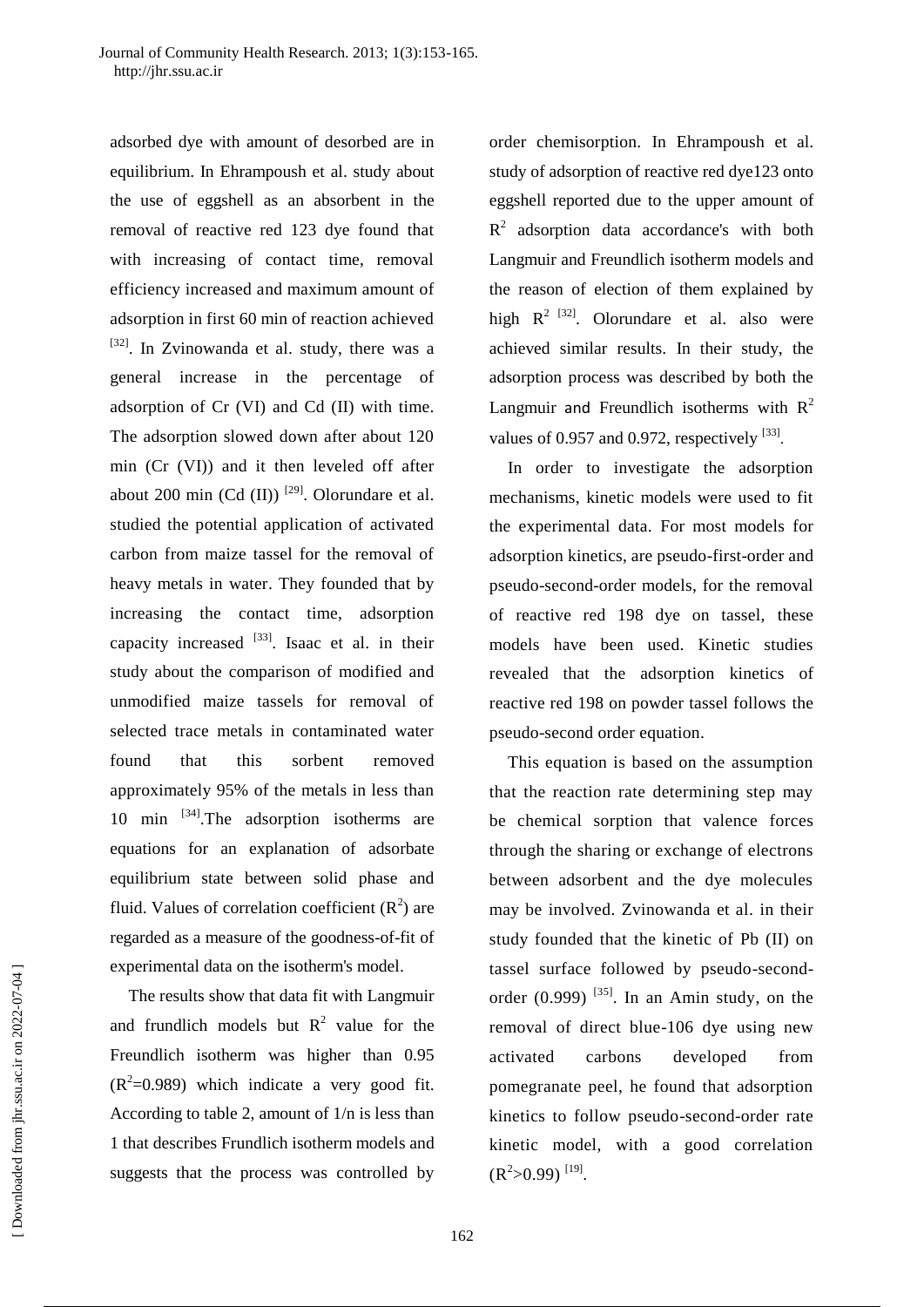adsorbed dye with amount of desorbed are in equilibrium. In Ehrampoush et al. study about the use of eggshell as an absorbent in the removal of reactive red 123 dye found that with increasing of contact time, removal efficiency increased and maximum amount of adsorption in first 60 min of reaction achieved [32]. In Zvinowanda et al. study, there was a general increase in the percentage of adsorption of Cr (VI) and Cd (II) with time. The adsorption slowed down after about 120 min (Cr (VI)) and it then leveled off after about 200 min (Cd (II)) [29]. Olorundare et al. studied the potential application of activated carbon from maize tassel for the removal of heavy metals in water. They founded that by increasing the contact time, adsorption capacity increased [33]. Isaac et al. in their study about the comparison of modified and unmodified maize tassels for removal of selected trace metals in contaminated water found that this sorbent removed approximately 95% of the metals in less than 10 min [34].The adsorption isotherms are equations for an explanation of adsorbate equilibrium state between solid phase and fluid. Values of correlation coefficient ($R^2$) are regarded as a measure of the goodness-of-fit of experimental data on the isotherm's model.

The results show that data fit with Langmuir and frundlich models but $R^2$ value for the Freundlich isotherm was higher than 0.95 ($R^2$=0.989) which indicate a very good fit. According to table 2, amount of 1/n is less than 1 that describes Frundlich isotherm models and suggests that the process was controlled by order chemisorption. In Ehrampoush et al. study of adsorption of reactive red dye123 onto eggshell reported due to the upper amount of $R^2$ adsorption data accordance's with both Langmuir and Freundlich isotherm models and the reason of election of them explained by high $R^2$ [32]. Olorundare et al. also were achieved similar results. In their study, the adsorption process was described by both the Langmuir and Freundlich isotherms with $R^2$ values of 0.957 and 0.972, respectively [33].

In order to investigate the adsorption mechanisms, kinetic models were used to fit the experimental data. For most models for adsorption kinetics, are pseudo-first-order and pseudo-second-order models, for the removal of reactive red 198 dye on tassel, these models have been used. Kinetic studies revealed that the adsorption kinetics of reactive red 198 on powder tassel follows the pseudo-second order equation.

This equation is based on the assumption that the reaction rate determining step may be chemical sorption that valence forces through the sharing or exchange of electrons between adsorbent and the dye molecules may be involved. Zvinowanda et al. in their study founded that the kinetic of Pb (II) on tassel surface followed by pseudo-second-order (0.999) [35]. In an Amin study, on the removal of direct blue-106 dye using new activated carbons developed from pomegranate peel, he found that adsorption kinetics to follow pseudo-second-order rate kinetic model, with a good correlation ($R^2$>0.99) [19].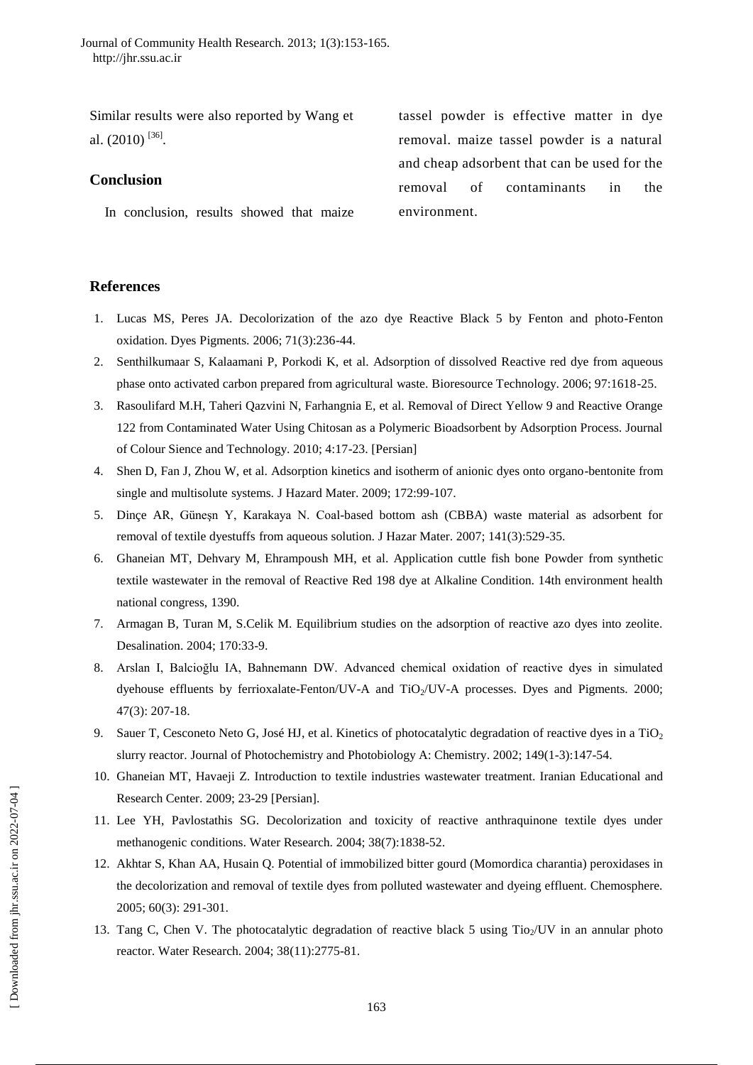Similar results were also reported by Wang et al. (2010) [36].

## Conclusion

In conclusion, results showed that maize tassel powder is effective matter in dye removal. maize tassel powder is a natural and cheap adsorbent that can be used for the removal of contaminants in the environment.

## References

1. Lucas MS, Peres JA. Decolorization of the azo dye Reactive Black 5 by Fenton and photo-Fenton oxidation. Dyes Pigments. 2006; 71(3):236-44.
2. Senthilkumaar S, Kalaamani P, Porkodi K, et al. Adsorption of dissolved Reactive red dye from aqueous phase onto activated carbon prepared from agricultural waste. Bioresource Technology. 2006; 97:1618-25.
3. Rasoulifard M.H, Taheri Qazvini N, Farhangnia E, et al. Removal of Direct Yellow 9 and Reactive Orange 122 from Contaminated Water Using Chitosan as a Polymeric Bioadsorbent by Adsorption Process. Journal of Colour Sience and Technology. 2010; 4:17-23. [Persian]
4. Shen D, Fan J, Zhou W, et al. Adsorption kinetics and isotherm of anionic dyes onto organo-bentonite from single and multisolute systems. J Hazard Mater. 2009; 172:99-107.
5. Dinçe AR, Güneşn Y, Karakaya N. Coal-based bottom ash (CBBA) waste material as adsorbent for removal of textile dyestuffs from aqueous solution. J Hazar Mater. 2007; 141(3):529-35.
6. Ghaneian MT, Dehvary M, Ehrampoush MH, et al. Application cuttle fish bone Powder from synthetic textile wastewater in the removal of Reactive Red 198 dye at Alkaline Condition. 14th environment health national congress, 1390.
7. Armagan B, Turan M, S.Celik M. Equilibrium studies on the adsorption of reactive azo dyes into zeolite. Desalination. 2004; 170:33-9.
8. Arslan I, Balcioğlu IA, Bahnemann DW. Advanced chemical oxidation of reactive dyes in simulated dyehouse effluents by ferrioxalate-Fenton/UV-A and $TiO_2$/UV-A processes. Dyes and Pigments. 2000; 47(3): 207-18.
9. Sauer T, Cesconeto Neto G, José HJ, et al. Kinetics of photocatalytic degradation of reactive dyes in a $TiO_2$ slurry reactor. Journal of Photochemistry and Photobiology A: Chemistry. 2002; 149(1-3):147-54.
10. Ghaneian MT, Havaeji Z. Introduction to textile industries wastewater treatment. Iranian Educational and Research Center. 2009; 23-29 [Persian].
11. Lee YH, Pavlostathis SG. Decolorization and toxicity of reactive anthraquinone textile dyes under methanogenic conditions. Water Research. 2004; 38(7):1838-52.
12. Akhtar S, Khan AA, Husain Q. Potential of immobilized bitter gourd (Momordica charantia) peroxidases in the decolorization and removal of textile dyes from polluted wastewater and dyeing effluent. Chemosphere. 2005; 60(3): 291-301.
13. Tang C, Chen V. The photocatalytic degradation of reactive black 5 using $Tio_2$/UV in an annular photo reactor. Water Research. 2004; 38(11):2775-81.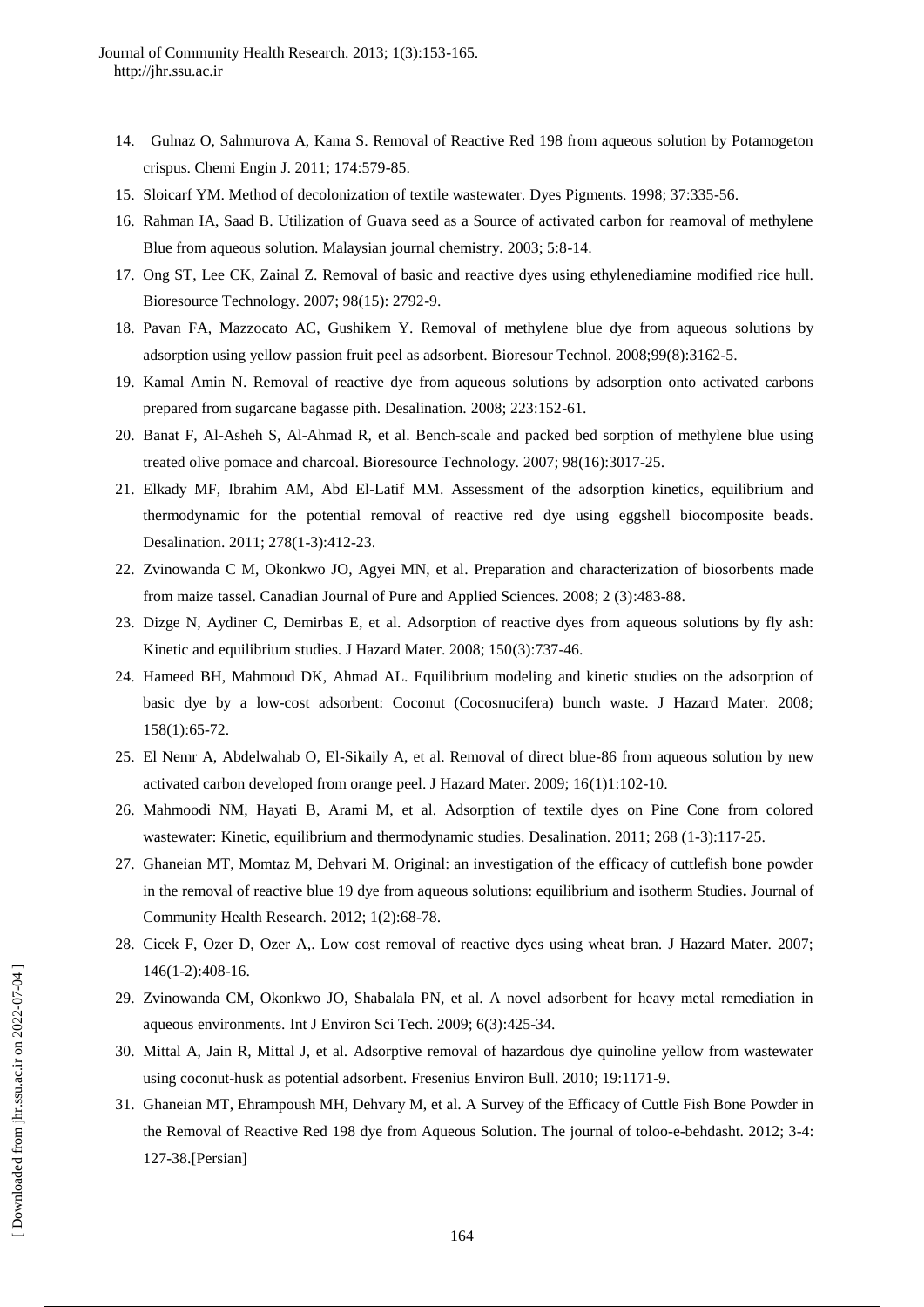14. Gulnaz O, Sahmurova A, Kama S. Removal of Reactive Red 198 from aqueous solution by Potamogeton crispus. Chemi Engin J. 2011; 174:579-85.
15. Sloicarf YM. Method of decolonization of textile wastewater. Dyes Pigments. 1998; 37:335-56.
16. Rahman IA, Saad B. Utilization of Guava seed as a Source of activated carbon for reamoval of methylene Blue from aqueous solution. Malaysian journal chemistry. 2003; 5:8-14.
17. Ong ST, Lee CK, Zainal Z. Removal of basic and reactive dyes using ethylenediamine modified rice hull. Bioresource Technology. 2007; 98(15): 2792-9.
18. Pavan FA, Mazzocato AC, Gushikem Y. Removal of methylene blue dye from aqueous solutions by adsorption using yellow passion fruit peel as adsorbent. Bioresour Technol. 2008;99(8):3162-5.
19. Kamal Amin N. Removal of reactive dye from aqueous solutions by adsorption onto activated carbons prepared from sugarcane bagasse pith. Desalination. 2008; 223:152-61.
20. Banat F, Al-Asheh S, Al-Ahmad R, et al. Bench-scale and packed bed sorption of methylene blue using treated olive pomace and charcoal. Bioresource Technology. 2007; 98(16):3017-25.
21. Elkady MF, Ibrahim AM, Abd El-Latif MM. Assessment of the adsorption kinetics, equilibrium and thermodynamic for the potential removal of reactive red dye using eggshell biocomposite beads. Desalination. 2011; 278(1-3):412-23.
22. Zvinowanda C M, Okonkwo JO, Agyei MN, et al. Preparation and characterization of biosorbents made from maize tassel. Canadian Journal of Pure and Applied Sciences. 2008; 2 (3):483-88.
23. Dizge N, Aydiner C, Demirbas E, et al. Adsorption of reactive dyes from aqueous solutions by fly ash: Kinetic and equilibrium studies. J Hazard Mater. 2008; 150(3):737-46.
24. Hameed BH, Mahmoud DK, Ahmad AL. Equilibrium modeling and kinetic studies on the adsorption of basic dye by a low-cost adsorbent: Coconut (Cocosnucifera) bunch waste. J Hazard Mater. 2008; 158(1):65-72.
25. El Nemr A, Abdelwahab O, El-Sikaily A, et al. Removal of direct blue-86 from aqueous solution by new activated carbon developed from orange peel. J Hazard Mater. 2009; 16(1)1:102-10.
26. Mahmoodi NM, Hayati B, Arami M, et al. Adsorption of textile dyes on Pine Cone from colored wastewater: Kinetic, equilibrium and thermodynamic studies. Desalination. 2011; 268 (1-3):117-25.
27. Ghaneian MT, Momtaz M, Dehvari M. Original: an investigation of the efficacy of cuttlefish bone powder in the removal of reactive blue 19 dye from aqueous solutions: equilibrium and isotherm Studies**.** Journal of Community Health Research. 2012; 1(2):68-78.
28. Cicek F, Ozer D, Ozer A,. Low cost removal of reactive dyes using wheat bran. J Hazard Mater. 2007; 146(1-2):408-16.
29. Zvinowanda CM, Okonkwo JO, Shabalala PN, et al. A novel adsorbent for heavy metal remediation in aqueous environments. Int J Environ Sci Tech. 2009; 6(3):425-34.
30. Mittal A, Jain R, Mittal J, et al. Adsorptive removal of hazardous dye quinoline yellow from wastewater using coconut-husk as potential adsorbent. Fresenius Environ Bull. 2010; 19:1171-9.
31. Ghaneian MT, Ehrampoush MH, Dehvary M, et al. A Survey of the Efficacy of Cuttle Fish Bone Powder in the Removal of Reactive Red 198 dye from Aqueous Solution. The journal of toloo-e-behdasht. 2012; 3-4: 127-38.[Persian]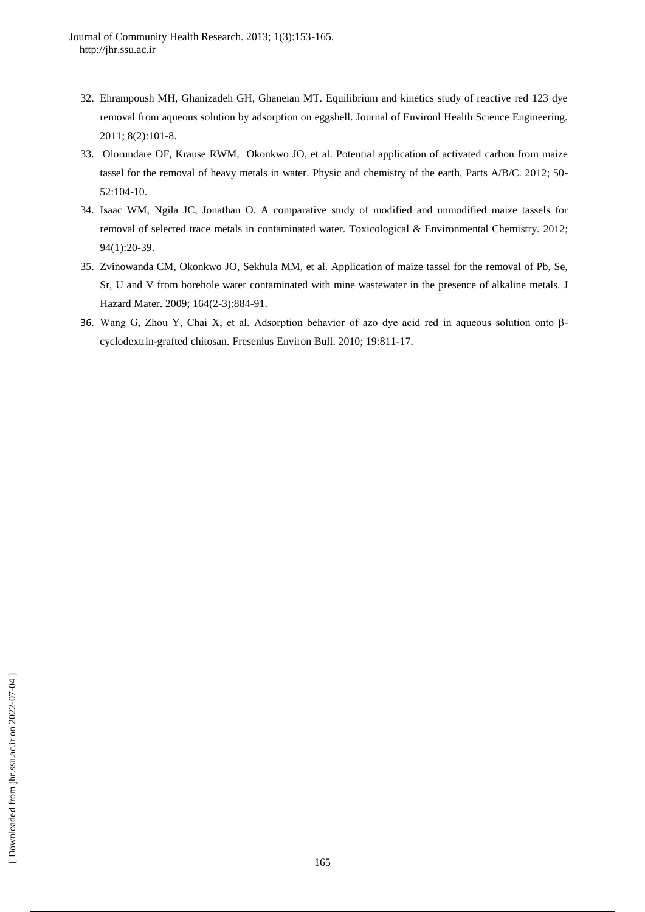32. Ehrampoush MH, Ghanizadeh GH, Ghaneian MT. Equilibrium and kinetics study of reactive red 123 dye removal from aqueous solution by adsorption on eggshell. Journal of Environl Health Science Engineering. 2011; 8(2):101-8.
33. Olorundare OF, Krause RWM, Okonkwo JO, et al. Potential application of activated carbon from maize tassel for the removal of heavy metals in water. Physic and chemistry of the earth, Parts A/B/C. 2012; 50-52:104-10.
34. Isaac WM, Ngila JC, Jonathan O. A comparative study of modified and unmodified maize tassels for removal of selected trace metals in contaminated water. Toxicological & Environmental Chemistry. 2012; 94(1):20-39.
35. Zvinowanda CM, Okonkwo JO, Sekhula MM, et al. Application of maize tassel for the removal of Pb, Se, Sr, U and V from borehole water contaminated with mine wastewater in the presence of alkaline metals. J Hazard Mater. 2009; 164(2-3):884-91.
36. Wang G, Zhou Y, Chai X, et al. Adsorption behavior of azo dye acid red in aqueous solution onto β-cyclodextrin-grafted chitosan. Fresenius Environ Bull. 2010; 19:811-17.